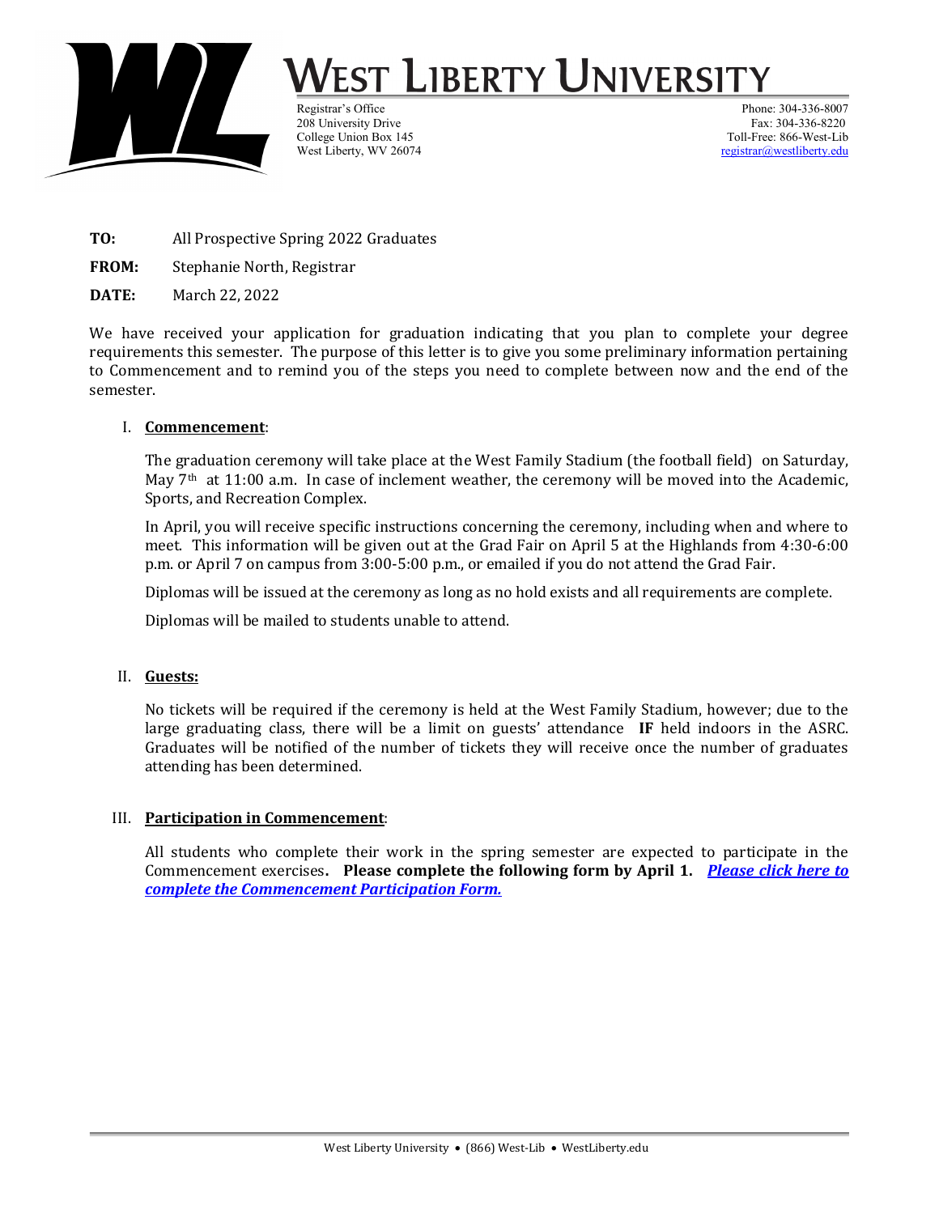# West Liberty University

Registrar's Office
208 University Drive
College Union Box 145
West Liberty, WV 26074

Phone: 304-336-8007
Fax: 304-336-8220
Toll-Free: 866-West-Lib
registrar@westliberty.edu

**TO:** All Prospective Spring 2022 Graduates

**FROM:** Stephanie North, Registrar

**DATE:** March 22, 2022

We have received your application for graduation indicating that you plan to complete your degree requirements this semester. The purpose of this letter is to give you some preliminary information pertaining to Commencement and to remind you of the steps you need to complete between now and the end of the semester.

## I. Commencement:

The graduation ceremony will take place at the West Family Stadium (the football field) on Saturday, May 7th at 11:00 a.m. In case of inclement weather, the ceremony will be moved into the Academic, Sports, and Recreation Complex.

In April, you will receive specific instructions concerning the ceremony, including when and where to meet. This information will be given out at the Grad Fair on April 5 at the Highlands from 4:30-6:00 p.m. or April 7 on campus from 3:00-5:00 p.m., or emailed if you do not attend the Grad Fair.

Diplomas will be issued at the ceremony as long as no hold exists and all requirements are complete.

Diplomas will be mailed to students unable to attend.

## II. Guests:

No tickets will be required if the ceremony is held at the West Family Stadium, however; due to the large graduating class, there will be a limit on guests' attendance **IF** held indoors in the ASRC. Graduates will be notified of the number of tickets they will receive once the number of graduates attending has been determined.

## III. Participation in Commencement:

All students who complete their work in the spring semester are expected to participate in the Commencement exercises. **Please complete the following form by April 1.** ***Please click here to complete the Commencement Participation Form.***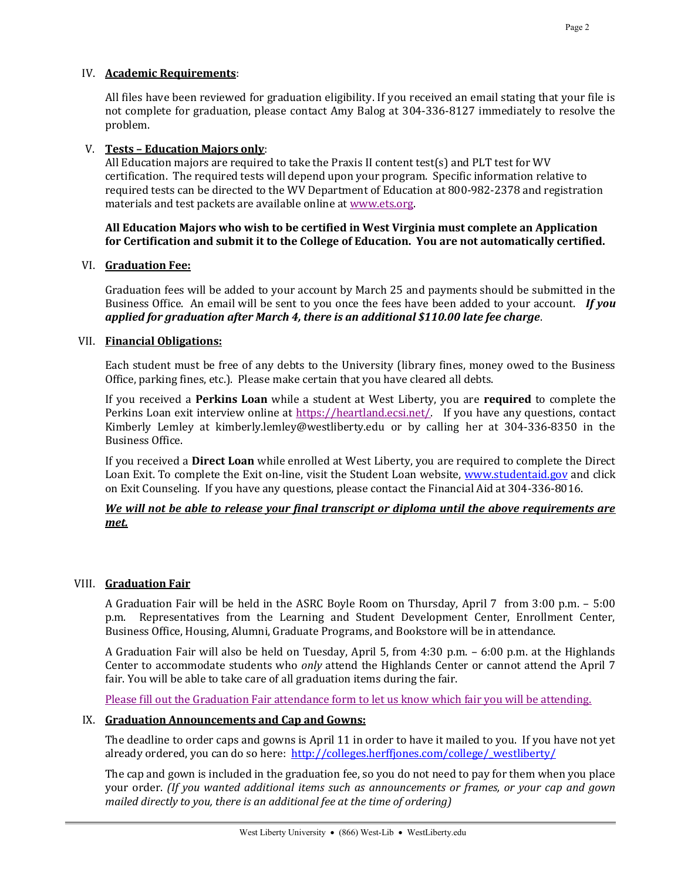## IV. **Academic Requirements**:

All files have been reviewed for graduation eligibility. If you received an email stating that your file is not complete for graduation, please contact Amy Balog at 304-336-8127 immediately to resolve the problem.

## V. **Tests – Education Majors only**:

All Education majors are required to take the Praxis II content test(s) and PLT test for WV certification. The required tests will depend upon your program. Specific information relative to required tests can be directed to the WV Department of Education at 800-982-2378 and registration materials and test packets are available online at [www.ets.org](www.ets.org).

**All Education Majors who wish to be certified in West Virginia must complete an Application for Certification and submit it to the College of Education. You are not automatically certified.**

## VI. **Graduation Fee:**

Graduation fees will be added to your account by March 25 and payments should be submitted in the Business Office. An email will be sent to you once the fees have been added to your account. ***If you applied for graduation after March 4, there is an additional $110.00 late fee charge***.

## VII. **Financial Obligations:**

Each student must be free of any debts to the University (library fines, money owed to the Business Office, parking fines, etc.). Please make certain that you have cleared all debts.

If you received a **Perkins Loan** while a student at West Liberty, you are **required** to complete the Perkins Loan exit interview online at [https://heartland.ecsi.net/](https://heartland.ecsi.net/). If you have any questions, contact Kimberly Lemley at kimberly.lemley@westliberty.edu or by calling her at 304-336-8350 in the Business Office.

If you received a **Direct Loan** while enrolled at West Liberty, you are required to complete the Direct Loan Exit. To complete the Exit on-line, visit the Student Loan website, [www.studentaid.gov](www.studentaid.gov) and click on Exit Counseling. If you have any questions, please contact the Financial Aid at 304-336-8016.

***We will not be able to release your final transcript or diploma until the above requirements are met.***

## VIII. **Graduation Fair**

A Graduation Fair will be held in the ASRC Boyle Room on Thursday, April 7 from 3:00 p.m. – 5:00 p.m. Representatives from the Learning and Student Development Center, Enrollment Center, Business Office, Housing, Alumni, Graduate Programs, and Bookstore will be in attendance.

A Graduation Fair will also be held on Tuesday, April 5, from 4:30 p.m. – 6:00 p.m. at the Highlands Center to accommodate students who *only* attend the Highlands Center or cannot attend the April 7 fair. You will be able to take care of all graduation items during the fair.

Please fill out the Graduation Fair attendance form to let us know which fair you will be attending.

## IX. **Graduation Announcements and Cap and Gowns:**

The deadline to order caps and gowns is April 11 in order to have it mailed to you. If you have not yet already ordered, you can do so here: [http://colleges.herffjones.com/college/_westliberty/](http://colleges.herffjones.com/college/_westliberty/)

The cap and gown is included in the graduation fee, so you do not need to pay for them when you place your order. *(If you wanted additional items such as announcements or frames, or your cap and gown mailed directly to you, there is an additional fee at the time of ordering)*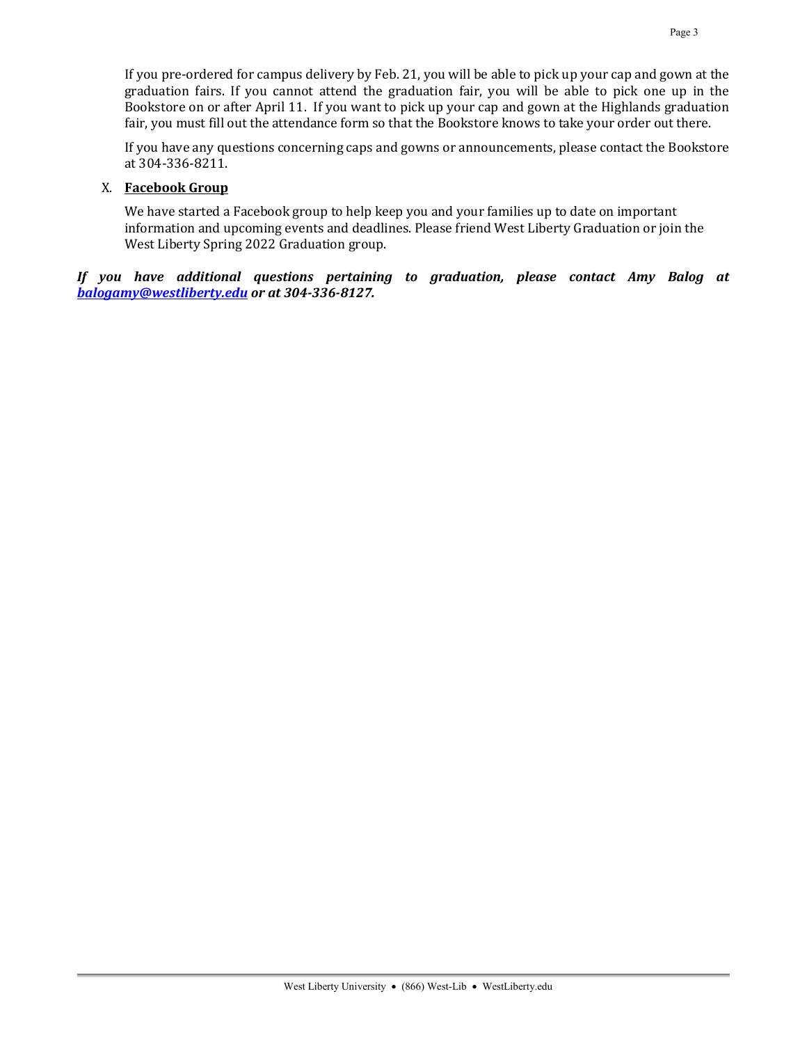If you pre-ordered for campus delivery by Feb. 21, you will be able to pick up your cap and gown at the graduation fairs. If you cannot attend the graduation fair, you will be able to pick one up in the Bookstore on or after April 11. If you want to pick up your cap and gown at the Highlands graduation fair, you must fill out the attendance form so that the Bookstore knows to take your order out there.

If you have any questions concerning caps and gowns or announcements, please contact the Bookstore at 304-336-8211.

X. **Facebook Group**

We have started a Facebook group to help keep you and your families up to date on important information and upcoming events and deadlines. Please friend West Liberty Graduation or join the West Liberty Spring 2022 Graduation group.

***If you have additional questions pertaining to graduation, please contact Amy Balog at balogamy@westliberty.edu or at 304-336-8127.***